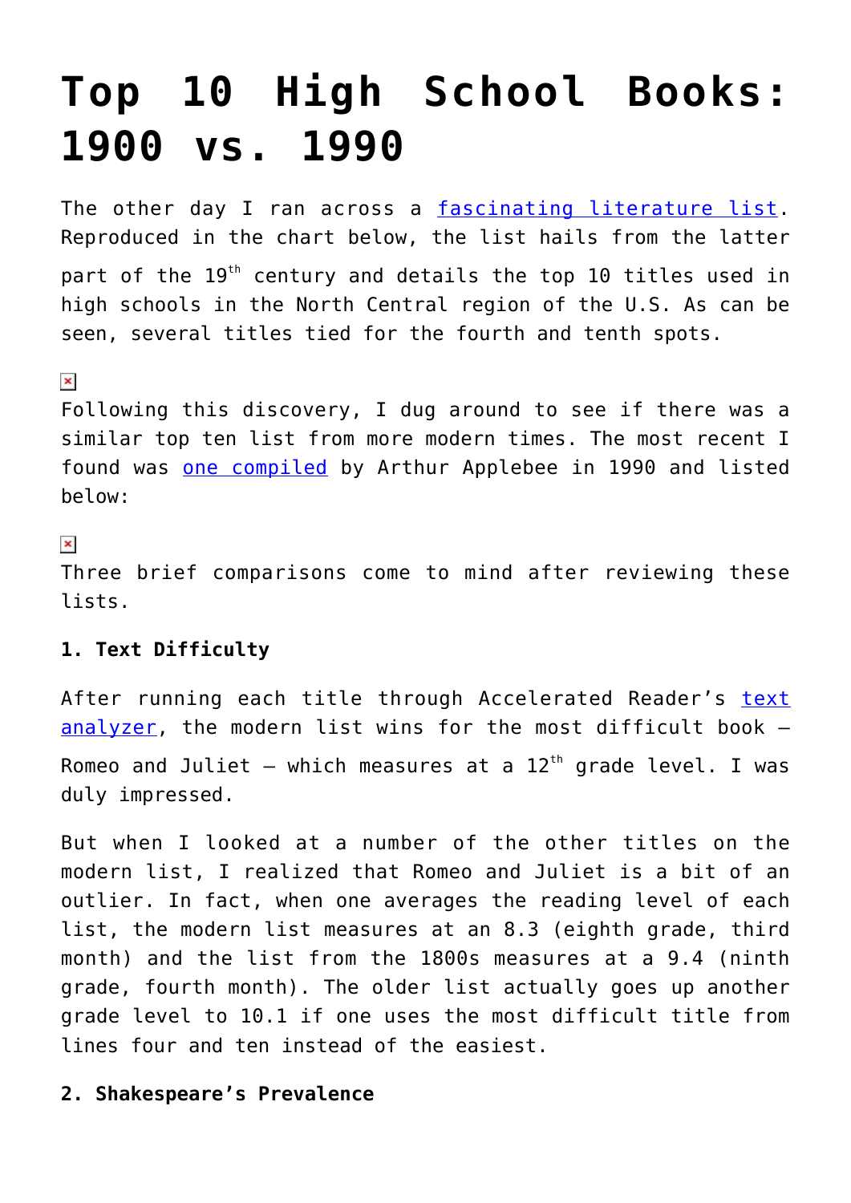# Top 10 High School Books: 1900 vs. 1990

The other day I ran across a fascinating literature list. Reproduced in the chart below, the list hails from the latter part of the 19th century and details the top 10 titles used in high schools in the North Central region of the U.S. As can be seen, several titles tied for the fourth and tenth spots.

Following this discovery, I dug around to see if there was a similar top ten list from more modern times. The most recent I found was one compiled by Arthur Applebee in 1990 and listed below:

Three brief comparisons come to mind after reviewing these lists.

**1. Text Difficulty**

After running each title through Accelerated Reader's text analyzer, the modern list wins for the most difficult book – Romeo and Juliet – which measures at a 12th grade level. I was duly impressed.

But when I looked at a number of the other titles on the modern list, I realized that Romeo and Juliet is a bit of an outlier. In fact, when one averages the reading level of each list, the modern list measures at an 8.3 (eighth grade, third month) and the list from the 1800s measures at a 9.4 (ninth grade, fourth month). The older list actually goes up another grade level to 10.1 if one uses the most difficult title from lines four and ten instead of the easiest.

**2. Shakespeare's Prevalence**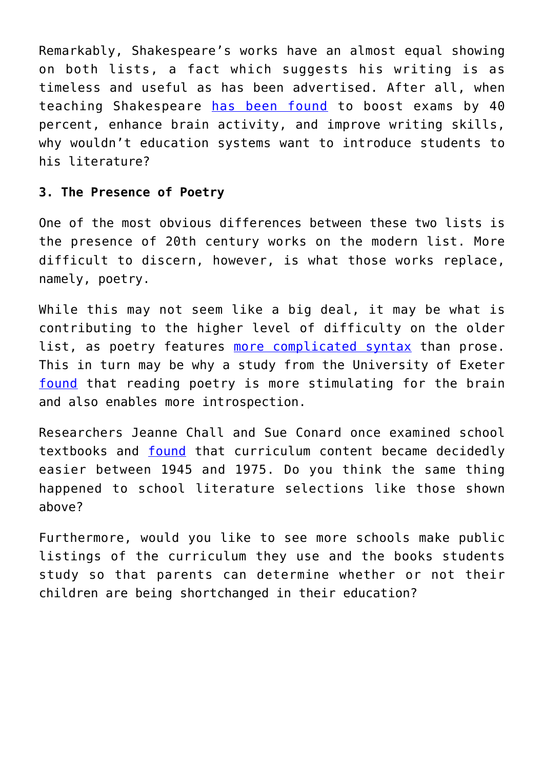Remarkably, Shakespeare's works have an almost equal showing on both lists, a fact which suggests his writing is as timeless and useful as has been advertised. After all, when teaching Shakespeare has been found to boost exams by 40 percent, enhance brain activity, and improve writing skills, why wouldn't education systems want to introduce students to his literature?

### 3. The Presence of Poetry

One of the most obvious differences between these two lists is the presence of 20th century works on the modern list. More difficult to discern, however, is what those works replace, namely, poetry.

While this may not seem like a big deal, it may be what is contributing to the higher level of difficulty on the older list, as poetry features more complicated syntax than prose. This in turn may be why a study from the University of Exeter found that reading poetry is more stimulating for the brain and also enables more introspection.

Researchers Jeanne Chall and Sue Conard once examined school textbooks and found that curriculum content became decidedly easier between 1945 and 1975. Do you think the same thing happened to school literature selections like those shown above?

Furthermore, would you like to see more schools make public listings of the curriculum they use and the books students study so that parents can determine whether or not their children are being shortchanged in their education?